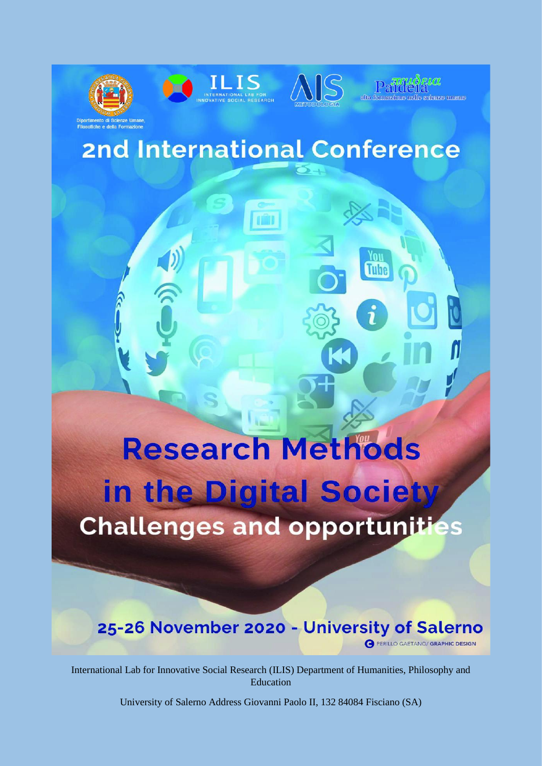Dipartimento di Scienze Umane, Filosofiche e della Formazione

ILIS INTERNATIONAL LAB FOR INNOVATIVE SOCIAL RESEARCH

AIS METODOLOGIA

Paideia alta formazione nelle scienze umane

# 2nd International Conference

# Research Methods in the Digital Society

## Challenges and opportunities

**25-26 November 2020 - University of Salerno**

PERILLO GAETANO/ GRAPHIC DESIGN

International Lab for Innovative Social Research (ILIS) Department of Humanities, Philosophy and Education

University of Salerno Address Giovanni Paolo II, 132 84084 Fisciano (SA)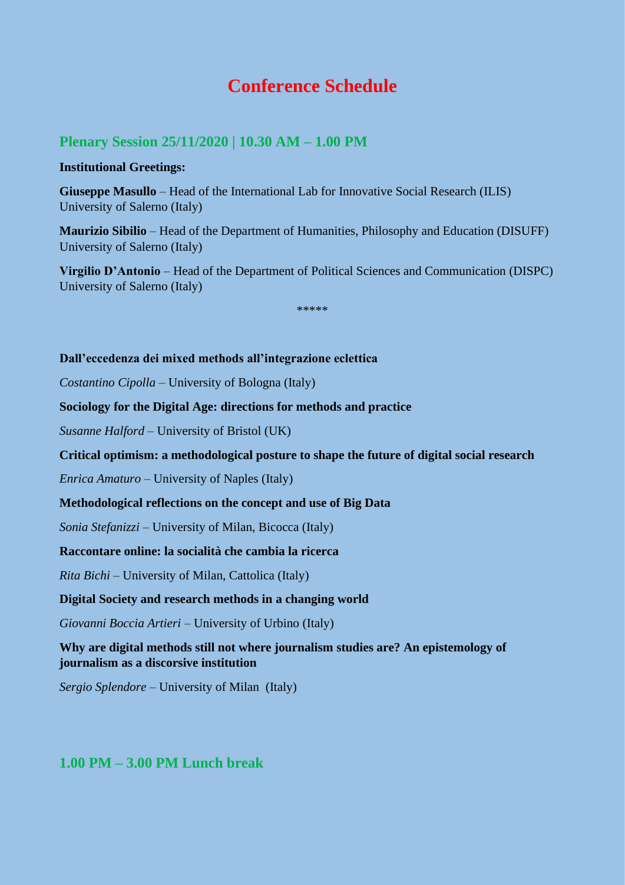# Conference Schedule

## Plenary Session 25/11/2020 | 10.30 AM – 1.00 PM

**Institutional Greetings:**

**Giuseppe Masullo** – Head of the International Lab for Innovative Social Research (ILIS) University of Salerno (Italy)

**Maurizio Sibilio** – Head of the Department of Humanities, Philosophy and Education (DISUFF) University of Salerno (Italy)

**Virgilio D'Antonio** – Head of the Department of Political Sciences and Communication (DISPC) University of Salerno (Italy)

*****

**Dall'eccedenza dei mixed methods all'integrazione eclettica**

*Costantino Cipolla* – University of Bologna (Italy)

**Sociology for the Digital Age: directions for methods and practice**

*Susanne Halford* – University of Bristol (UK)

**Critical optimism: a methodological posture to shape the future of digital social research**

*Enrica Amaturo* – University of Naples (Italy)

**Methodological reflections on the concept and use of Big Data**

*Sonia Stefanizzi* – University of Milan, Bicocca (Italy)

**Raccontare online: la socialità che cambia la ricerca**

*Rita Bichi* – University of Milan, Cattolica (Italy)

**Digital Society and research methods in a changing world**

*Giovanni Boccia Artieri* – University of Urbino (Italy)

**Why are digital methods still not where journalism studies are? An epistemology of journalism as a discorsive institution**

*Sergio Splendore* – University of Milan (Italy)

## 1.00 PM – 3.00 PM Lunch break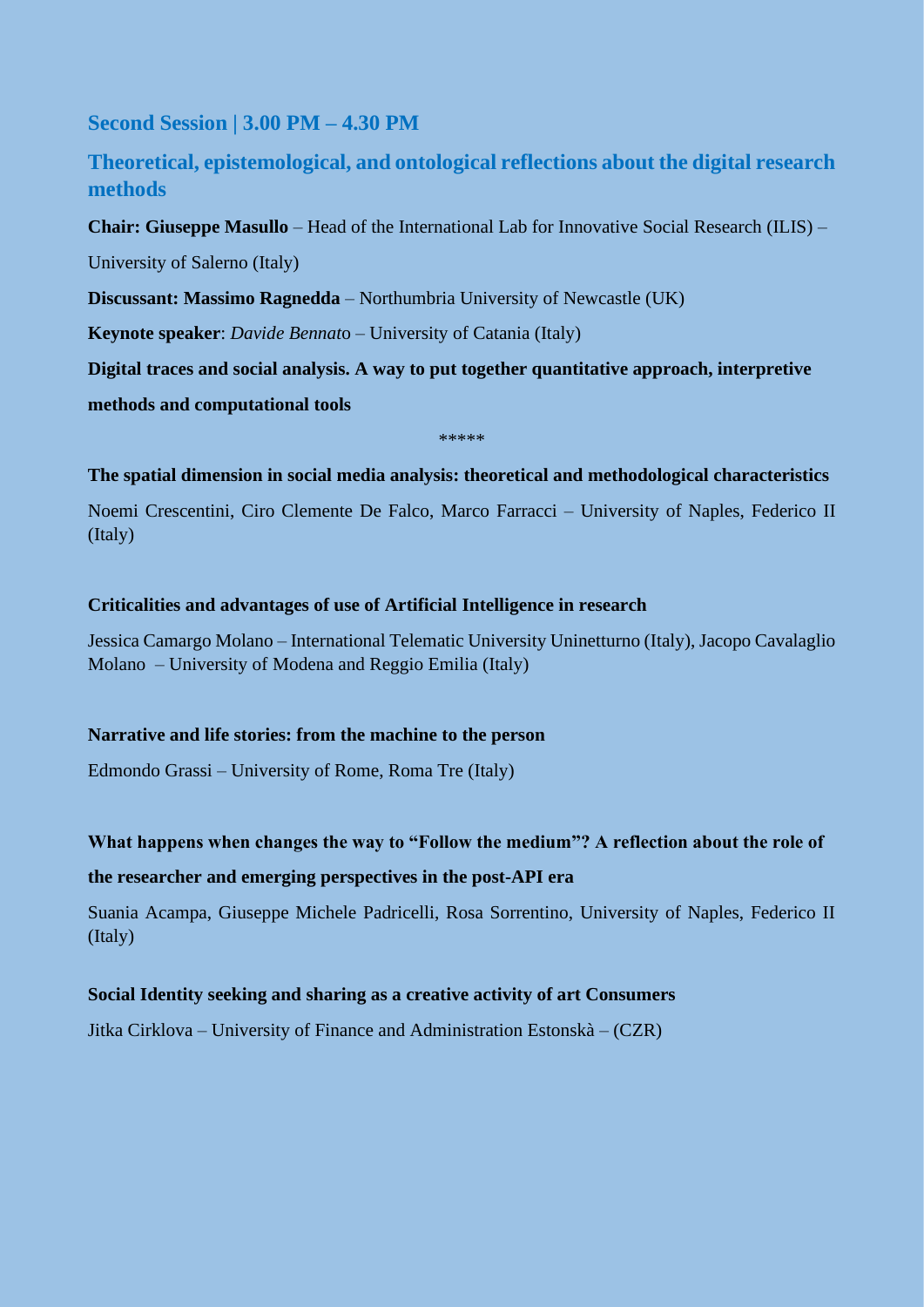## Second Session | 3.00 PM – 4.30 PM

## Theoretical, epistemological, and ontological reflections about the digital research methods

**Chair: Giuseppe Masullo** – Head of the International Lab for Innovative Social Research (ILIS) – University of Salerno (Italy)

**Discussant: Massimo Ragnedda** – Northumbria University of Newcastle (UK)

**Keynote speaker**: *Davide Bennato* – University of Catania (Italy)

**Digital traces and social analysis. A way to put together quantitative approach, interpretive methods and computational tools**

*****

**The spatial dimension in social media analysis: theoretical and methodological characteristics**

Noemi Crescentini, Ciro Clemente De Falco, Marco Farracci – University of Naples, Federico II (Italy)

**Criticalities and advantages of use of Artificial Intelligence in research**

Jessica Camargo Molano – International Telematic University Uninetturno (Italy), Jacopo Cavalaglio Molano – University of Modena and Reggio Emilia (Italy)

**Narrative and life stories: from the machine to the person**

Edmondo Grassi – University of Rome, Roma Tre (Italy)

**What happens when changes the way to "Follow the medium"? A reflection about the role of the researcher and emerging perspectives in the post-API era**

Suania Acampa, Giuseppe Michele Padricelli, Rosa Sorrentino, University of Naples, Federico II (Italy)

**Social Identity seeking and sharing as a creative activity of art Consumers**

Jitka Cirklova – University of Finance and Administration Estonskà – (CZR)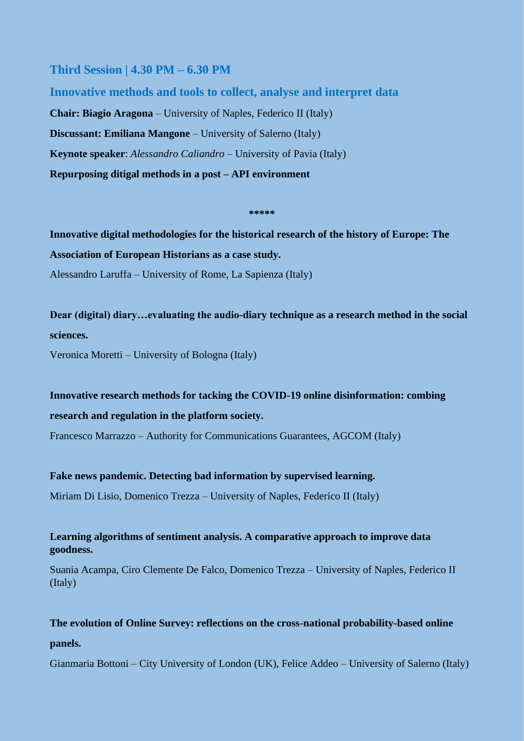## Third Session | 4.30 PM – 6.30 PM

## Innovative methods and tools to collect, analyse and interpret data

**Chair: Biagio Aragona** – University of Naples, Federico II (Italy)

**Discussant: Emiliana Mangone** – University of Salerno (Italy)

**Keynote speaker**: *Alessandro Caliandro* – University of Pavia (Italy)

**Repurposing ditigal methods in a post – API environment**

*****

**Innovative digital methodologies for the historical research of the history of Europe: The Association of European Historians as a case study.**

Alessandro Laruffa – University of Rome, La Sapienza (Italy)

**Dear (digital) diary…evaluating the audio-diary technique as a research method in the social sciences.**

Veronica Moretti – University of Bologna (Italy)

**Innovative research methods for tacking the COVID-19 online disinformation: combing research and regulation in the platform society.**

Francesco Marrazzo – Authority for Communications Guarantees, AGCOM (Italy)

**Fake news pandemic. Detecting bad information by supervised learning.**

Miriam Di Lisio, Domenico Trezza – University of Naples, Federico II (Italy)

**Learning algorithms of sentiment analysis. A comparative approach to improve data goodness.**

Suania Acampa, Ciro Clemente De Falco, Domenico Trezza – University of Naples, Federico II (Italy)

**The evolution of Online Survey: reflections on the cross-national probability-based online panels.**

Gianmaria Bottoni – City University of London (UK), Felice Addeo – University of Salerno (Italy)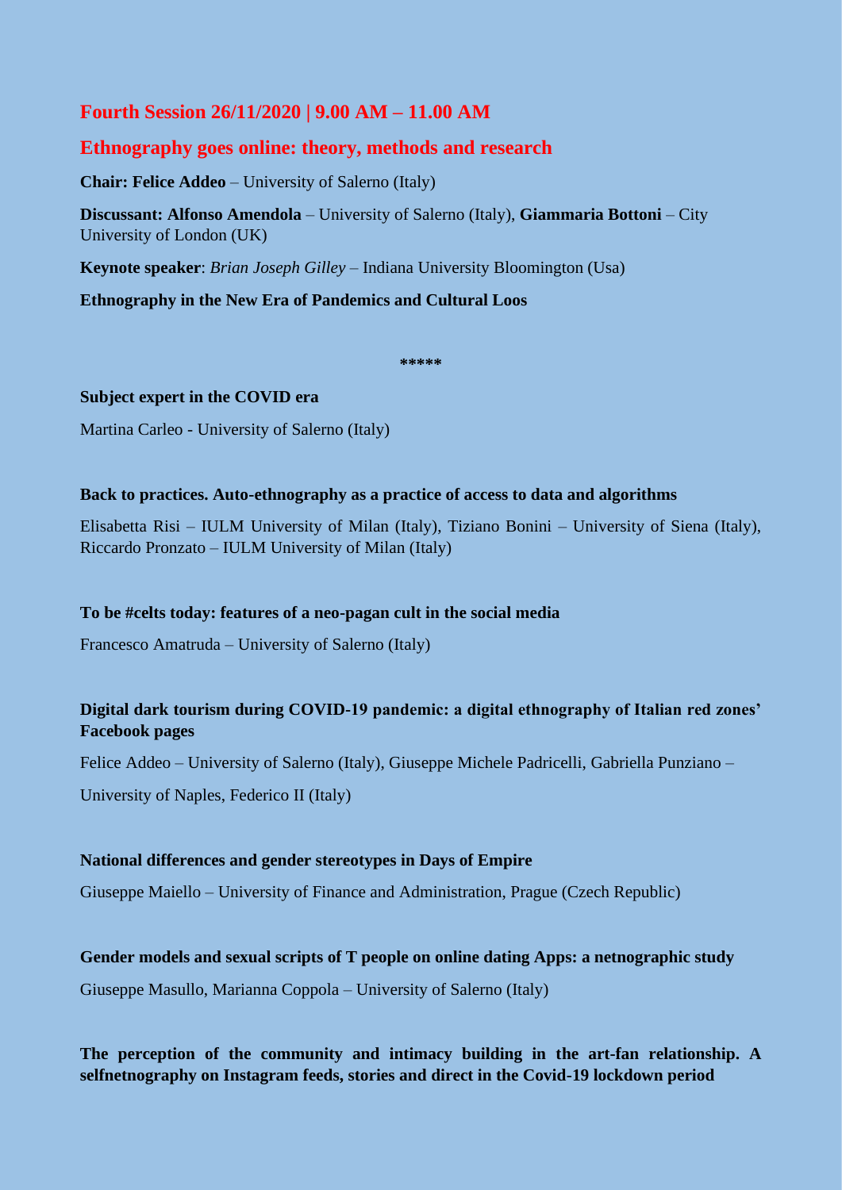## Fourth Session 26/11/2020 | 9.00 AM – 11.00 AM

## Ethnography goes online: theory, methods and research

**Chair: Felice Addeo** – University of Salerno (Italy)

**Discussant: Alfonso Amendola** – University of Salerno (Italy), **Giammaria Bottoni** – City University of London (UK)

**Keynote speaker**: *Brian Joseph Gilley* – Indiana University Bloomington (Usa)

**Ethnography in the New Era of Pandemics and Cultural Loos**

*****

**Subject expert in the COVID era**

Martina Carleo - University of Salerno (Italy)

**Back to practices. Auto-ethnography as a practice of access to data and algorithms**

Elisabetta Risi – IULM University of Milan (Italy), Tiziano Bonini – University of Siena (Italy), Riccardo Pronzato – IULM University of Milan (Italy)

**To be #celts today: features of a neo-pagan cult in the social media**

Francesco Amatruda – University of Salerno (Italy)

**Digital dark tourism during COVID-19 pandemic: a digital ethnography of Italian red zones' Facebook pages**

Felice Addeo – University of Salerno (Italy), Giuseppe Michele Padricelli, Gabriella Punziano – University of Naples, Federico II (Italy)

**National differences and gender stereotypes in Days of Empire**

Giuseppe Maiello – University of Finance and Administration, Prague (Czech Republic)

**Gender models and sexual scripts of T people on online dating Apps: a netnographic study**

Giuseppe Masullo, Marianna Coppola – University of Salerno (Italy)

**The perception of the community and intimacy building in the art-fan relationship. A selfnetnography on Instagram feeds, stories and direct in the Covid-19 lockdown period**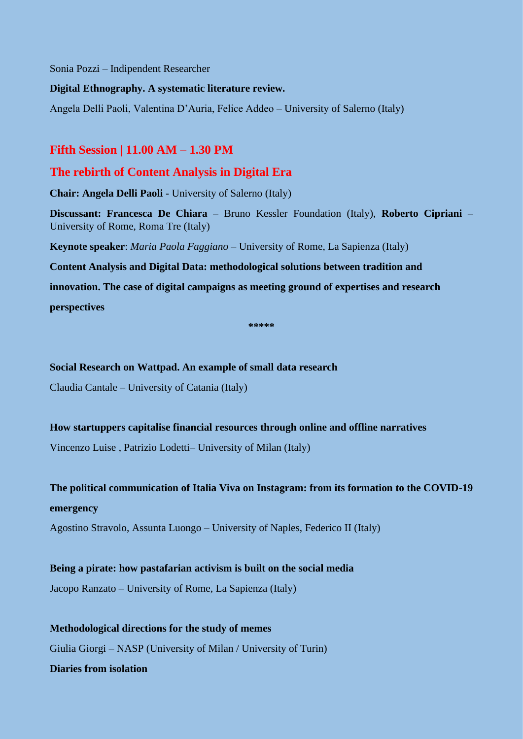Sonia Pozzi – Indipendent Researcher

**Digital Ethnography. A systematic literature review.**

Angela Delli Paoli, Valentina D'Auria, Felice Addeo – University of Salerno (Italy)

## Fifth Session | 11.00 AM – 1.30 PM

## The rebirth of Content Analysis in Digital Era

**Chair: Angela Delli Paoli** - University of Salerno (Italy)

**Discussant: Francesca De Chiara** – Bruno Kessler Foundation (Italy), **Roberto Cipriani** – University of Rome, Roma Tre (Italy)

**Keynote speaker**: *Maria Paola Faggiano* – University of Rome, La Sapienza (Italy)

**Content Analysis and Digital Data: methodological solutions between tradition and innovation. The case of digital campaigns as meeting ground of expertises and research perspectives**

*****

**Social Research on Wattpad. An example of small data research**

Claudia Cantale – University of Catania (Italy)

**How startuppers capitalise financial resources through online and offline narratives**

Vincenzo Luise , Patrizio Lodetti– University of Milan (Italy)

**The political communication of Italia Viva on Instagram: from its formation to the COVID-19 emergency**

Agostino Stravolo, Assunta Luongo – University of Naples, Federico II (Italy)

**Being a pirate: how pastafarian activism is built on the social media**

Jacopo Ranzato – University of Rome, La Sapienza (Italy)

**Methodological directions for the study of memes**

Giulia Giorgi – NASP (University of Milan / University of Turin)

**Diaries from isolation**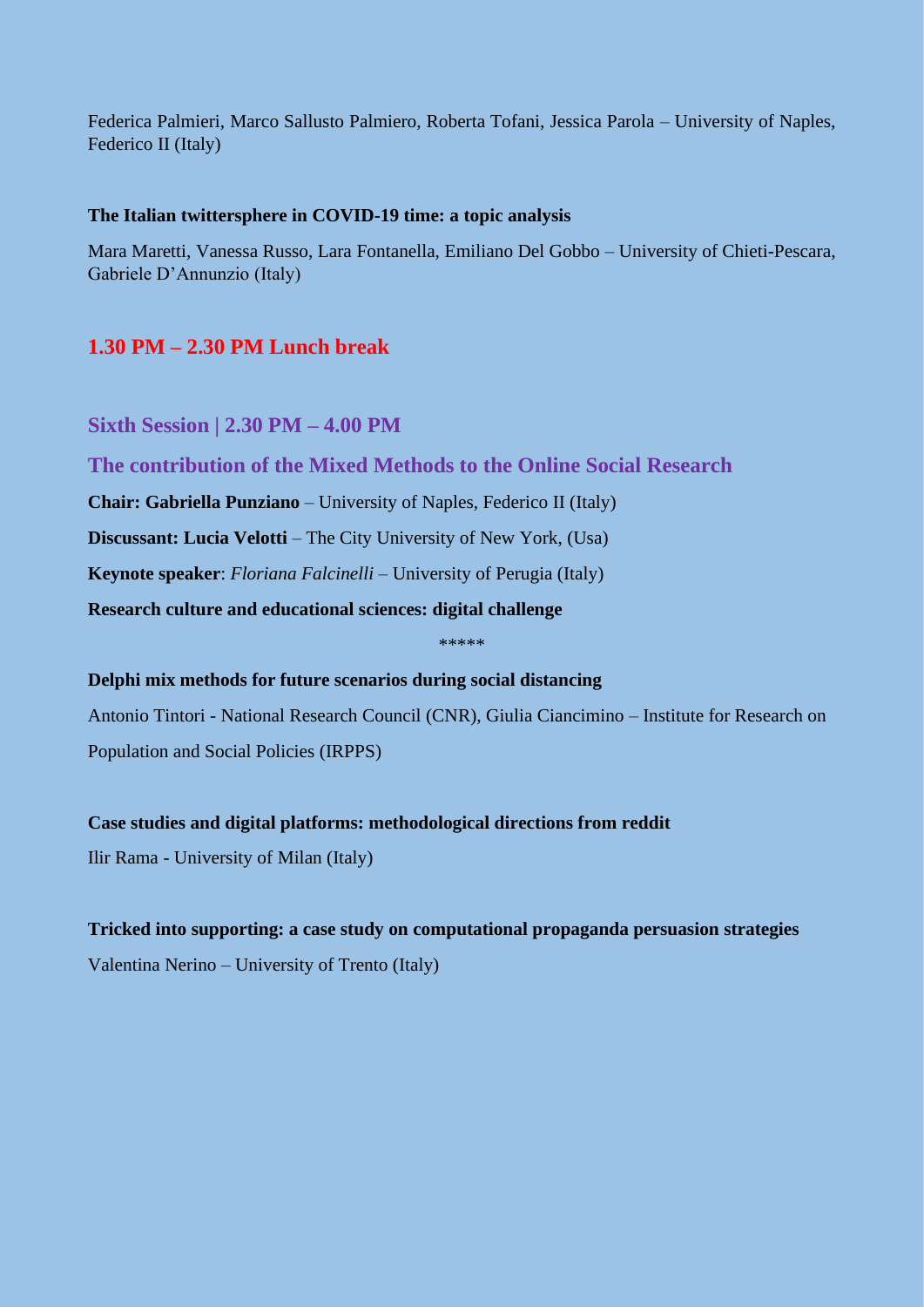Federica Palmieri, Marco Sallusto Palmiero, Roberta Tofani, Jessica Parola – University of Naples, Federico II (Italy)

**The Italian twittersphere in COVID-19 time: a topic analysis**

Mara Maretti, Vanessa Russo, Lara Fontanella, Emiliano Del Gobbo – University of Chieti-Pescara, Gabriele D'Annunzio (Italy)

## 1.30 PM – 2.30 PM Lunch break

## Sixth Session | 2.30 PM – 4.00 PM

## The contribution of the Mixed Methods to the Online Social Research

**Chair: Gabriella Punziano** – University of Naples, Federico II (Italy)

**Discussant: Lucia Velotti** – The City University of New York, (Usa)

**Keynote speaker**: *Floriana Falcinelli* – University of Perugia (Italy)

**Research culture and educational sciences: digital challenge**

*****

**Delphi mix methods for future scenarios during social distancing**

Antonio Tintori - National Research Council (CNR), Giulia Ciancimino – Institute for Research on Population and Social Policies (IRPPS)

**Case studies and digital platforms: methodological directions from reddit**

Ilir Rama - University of Milan (Italy)

**Tricked into supporting: a case study on computational propaganda persuasion strategies**

Valentina Nerino – University of Trento (Italy)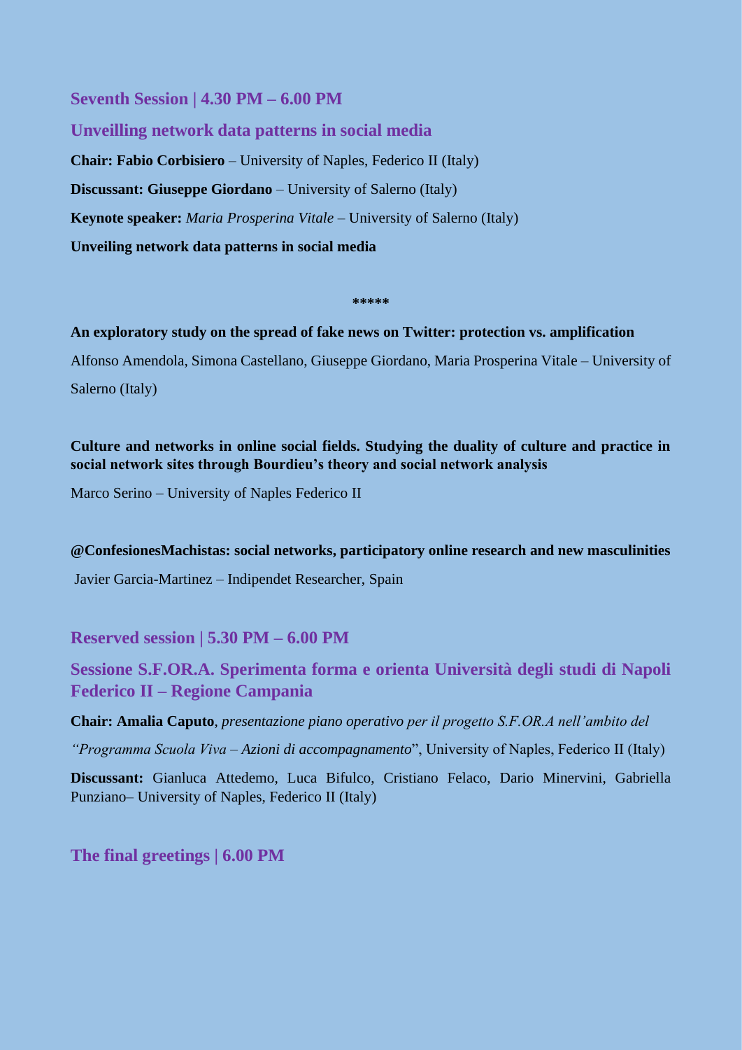## Seventh Session | 4.30 PM – 6.00 PM

## Unveilling network data patterns in social media

**Chair: Fabio Corbisiero** – University of Naples, Federico II (Italy)

**Discussant: Giuseppe Giordano** – University of Salerno (Italy)

**Keynote speaker:** *Maria Prosperina Vitale* – University of Salerno (Italy)

**Unveiling network data patterns in social media**

*****

**An exploratory study on the spread of fake news on Twitter: protection vs. amplification**

Alfonso Amendola, Simona Castellano, Giuseppe Giordano, Maria Prosperina Vitale – University of Salerno (Italy)

**Culture and networks in online social fields. Studying the duality of culture and practice in social network sites through Bourdieu's theory and social network analysis**

Marco Serino – University of Naples Federico II

**@ConfesionesMachistas: social networks, participatory online research and new masculinities**

Javier Garcia-Martinez – Indipendet Researcher, Spain

## Reserved session | 5.30 PM – 6.00 PM

## Sessione S.F.OR.A. Sperimenta forma e orienta Università degli studi di Napoli Federico II – Regione Campania

**Chair: Amalia Caputo**, *presentazione piano operativo per il progetto S.F.OR.A nell'ambito del "Programma Scuola Viva – Azioni di accompagnamento*", University of Naples, Federico II (Italy)

**Discussant:** Gianluca Attedemo, Luca Bifulco, Cristiano Felaco, Dario Minervini, Gabriella Punziano– University of Naples, Federico II (Italy)

## The final greetings | 6.00 PM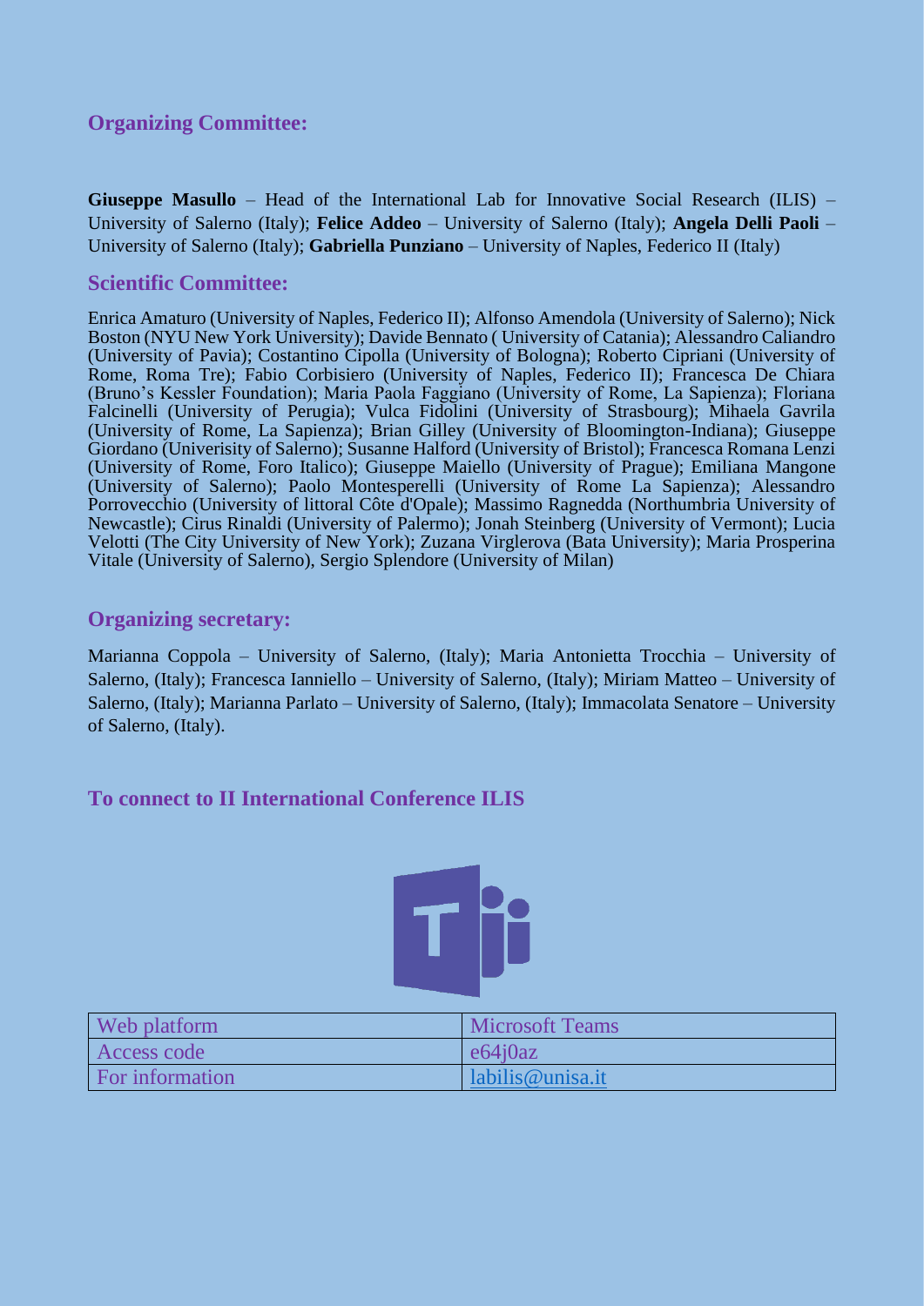## Organizing Committee:

**Giuseppe Masullo** – Head of the International Lab for Innovative Social Research (ILIS) – University of Salerno (Italy); **Felice Addeo** – University of Salerno (Italy); **Angela Delli Paoli** – University of Salerno (Italy); **Gabriella Punziano** – University of Naples, Federico II (Italy)

## Scientific Committee:

Enrica Amaturo (University of Naples, Federico II); Alfonso Amendola (University of Salerno); Nick Boston (NYU New York University); Davide Bennato ( University of Catania); Alessandro Caliandro (University of Pavia); Costantino Cipolla (University of Bologna); Roberto Cipriani (University of Rome, Roma Tre); Fabio Corbisiero (University of Naples, Federico II); Francesca De Chiara (Bruno's Kessler Foundation); Maria Paola Faggiano (University of Rome, La Sapienza); Floriana Falcinelli (University of Perugia); Vulca Fidolini (University of Strasbourg); Mihaela Gavrila (University of Rome, La Sapienza); Brian Gilley (University of Bloomington-Indiana); Giuseppe Giordano (Univerisity of Salerno); Susanne Halford (University of Bristol); Francesca Romana Lenzi (University of Rome, Foro Italico); Giuseppe Maiello (University of Prague); Emiliana Mangone (University of Salerno); Paolo Montesperelli (University of Rome La Sapienza); Alessandro Porrovecchio (University of littoral Côte d'Opale); Massimo Ragnedda (Northumbria University of Newcastle); Cirus Rinaldi (University of Palermo); Jonah Steinberg (University of Vermont); Lucia Velotti (The City University of New York); Zuzana Virglerova (Bata University); Maria Prosperina Vitale (University of Salerno), Sergio Splendore (University of Milan)

## Organizing secretary:

Marianna Coppola – University of Salerno, (Italy); Maria Antonietta Trocchia – University of Salerno, (Italy); Francesca Ianniello – University of Salerno, (Italy); Miriam Matteo – University of Salerno, (Italy); Marianna Parlato – University of Salerno, (Italy); Immacolata Senatore – University of Salerno, (Italy).

## To connect to II International Conference ILIS

| | |
|---|---|
| Web platform | Microsoft Teams |
| Access code | e64j0az |
| For information | labilis@unisa.it |